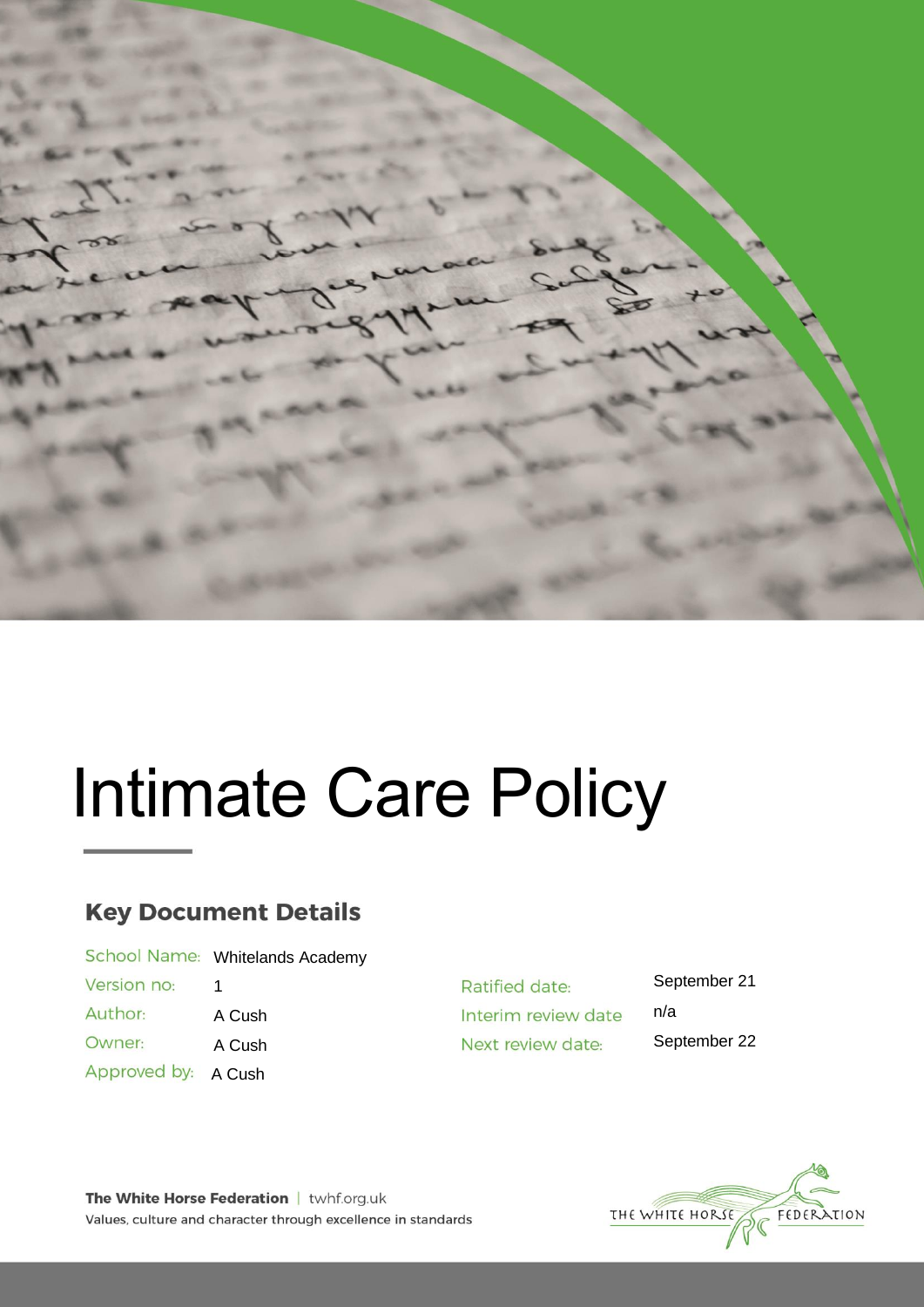# Intimate Care Policy

## Key Document Details

| | | | |
|---|---|---|---|
| School Name: | Whitelands Academy | | |
| Version no: | 1 | Ratified date: | September 21 |
| Author: | A Cush | Interim review date | n/a |
| Owner: | A Cush | Next review date: | September 22 |
| Approved by: | A Cush | | |

**The White Horse Federation** | twhf.org.uk

Values, culture and character through excellence in standards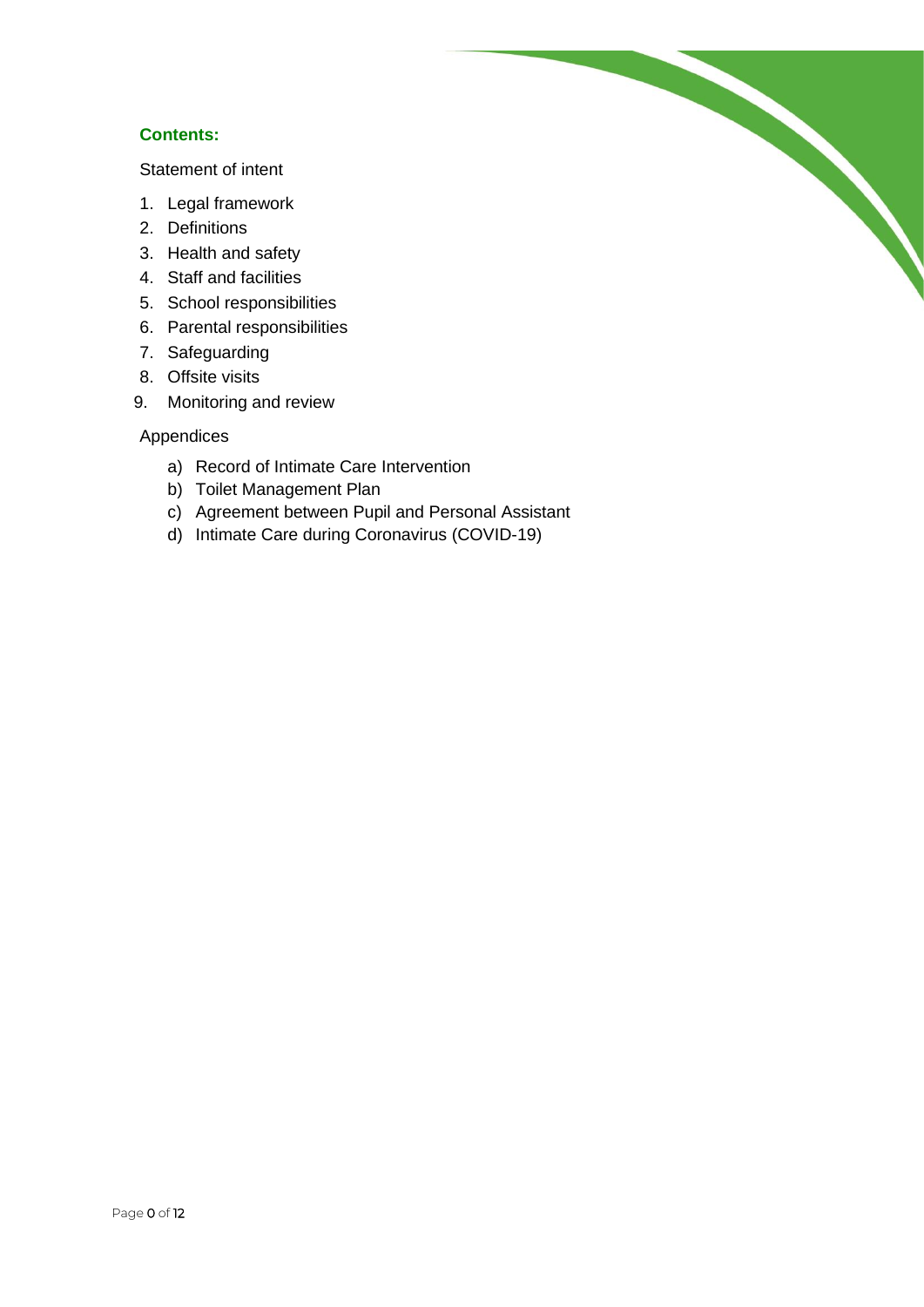**Contents:**

Statement of intent

1. Legal framework
2. Definitions
3. Health and safety
4. Staff and facilities
5. School responsibilities
6. Parental responsibilities
7. Safeguarding
8. Offsite visits
9. Monitoring and review

Appendices

a) Record of Intimate Care Intervention
b) Toilet Management Plan
c) Agreement between Pupil and Personal Assistant
d) Intimate Care during Coronavirus (COVID-19)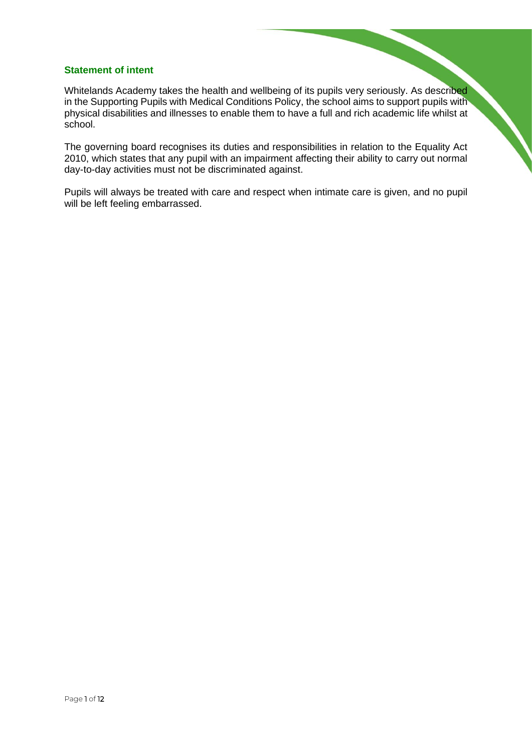## Statement of intent

Whitelands Academy takes the health and wellbeing of its pupils very seriously. As described in the Supporting Pupils with Medical Conditions Policy, the school aims to support pupils with physical disabilities and illnesses to enable them to have a full and rich academic life whilst at school.

The governing board recognises its duties and responsibilities in relation to the Equality Act 2010, which states that any pupil with an impairment affecting their ability to carry out normal day-to-day activities must not be discriminated against.

Pupils will always be treated with care and respect when intimate care is given, and no pupil will be left feeling embarrassed.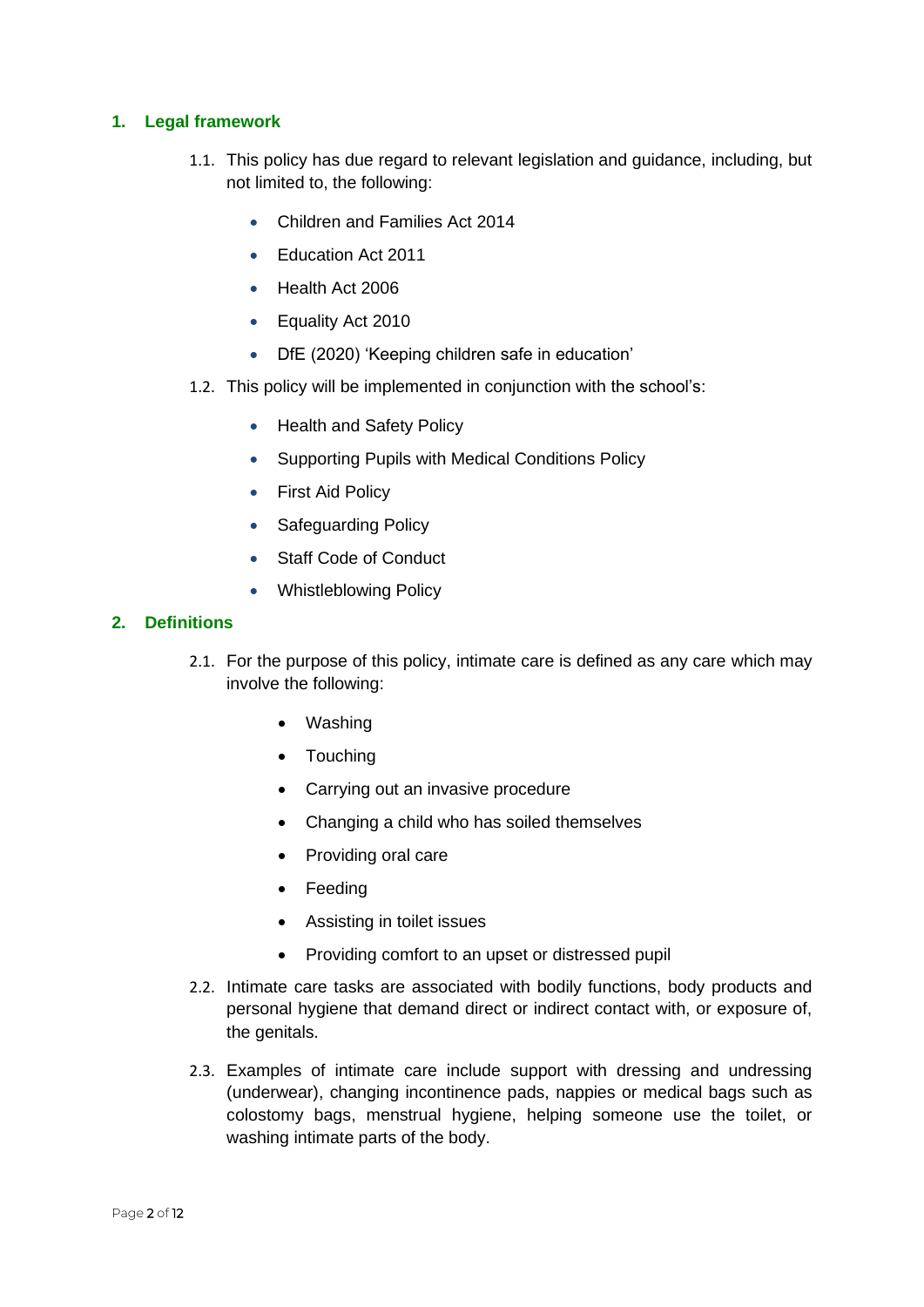## 1. Legal framework

1.1. This policy has due regard to relevant legislation and guidance, including, but not limited to, the following:

- Children and Families Act 2014
- Education Act 2011
- Health Act 2006
- Equality Act 2010
- DfE (2020) 'Keeping children safe in education'

1.2. This policy will be implemented in conjunction with the school's:

- Health and Safety Policy
- Supporting Pupils with Medical Conditions Policy
- First Aid Policy
- Safeguarding Policy
- Staff Code of Conduct
- Whistleblowing Policy

## 2. Definitions

2.1. For the purpose of this policy, intimate care is defined as any care which may involve the following:

- Washing
- Touching
- Carrying out an invasive procedure
- Changing a child who has soiled themselves
- Providing oral care
- Feeding
- Assisting in toilet issues
- Providing comfort to an upset or distressed pupil

2.2. Intimate care tasks are associated with bodily functions, body products and personal hygiene that demand direct or indirect contact with, or exposure of, the genitals.

2.3. Examples of intimate care include support with dressing and undressing (underwear), changing incontinence pads, nappies or medical bags such as colostomy bags, menstrual hygiene, helping someone use the toilet, or washing intimate parts of the body.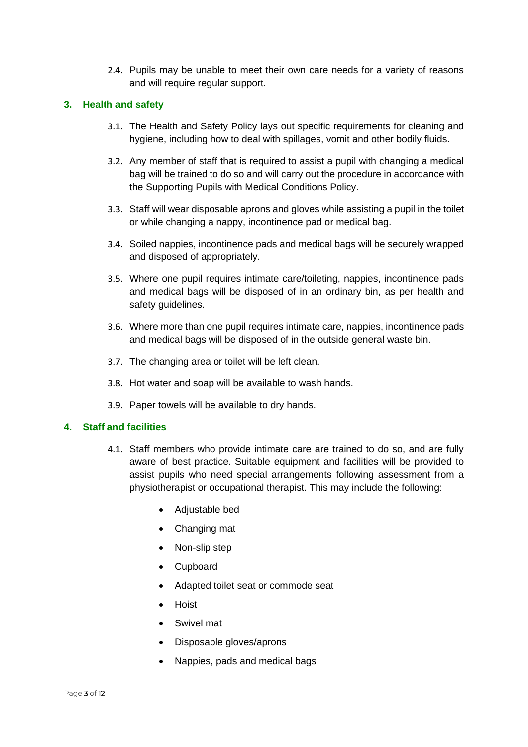2.4. Pupils may be unable to meet their own care needs for a variety of reasons and will require regular support.

## 3. Health and safety

3.1. The Health and Safety Policy lays out specific requirements for cleaning and hygiene, including how to deal with spillages, vomit and other bodily fluids.

3.2. Any member of staff that is required to assist a pupil with changing a medical bag will be trained to do so and will carry out the procedure in accordance with the Supporting Pupils with Medical Conditions Policy.

3.3. Staff will wear disposable aprons and gloves while assisting a pupil in the toilet or while changing a nappy, incontinence pad or medical bag.

3.4. Soiled nappies, incontinence pads and medical bags will be securely wrapped and disposed of appropriately.

3.5. Where one pupil requires intimate care/toileting, nappies, incontinence pads and medical bags will be disposed of in an ordinary bin, as per health and safety guidelines.

3.6. Where more than one pupil requires intimate care, nappies, incontinence pads and medical bags will be disposed of in the outside general waste bin.

3.7. The changing area or toilet will be left clean.

3.8. Hot water and soap will be available to wash hands.

3.9. Paper towels will be available to dry hands.

## 4. Staff and facilities

4.1. Staff members who provide intimate care are trained to do so, and are fully aware of best practice. Suitable equipment and facilities will be provided to assist pupils who need special arrangements following assessment from a physiotherapist or occupational therapist. This may include the following:

- Adjustable bed
- Changing mat
- Non-slip step
- Cupboard
- Adapted toilet seat or commode seat
- Hoist
- Swivel mat
- Disposable gloves/aprons
- Nappies, pads and medical bags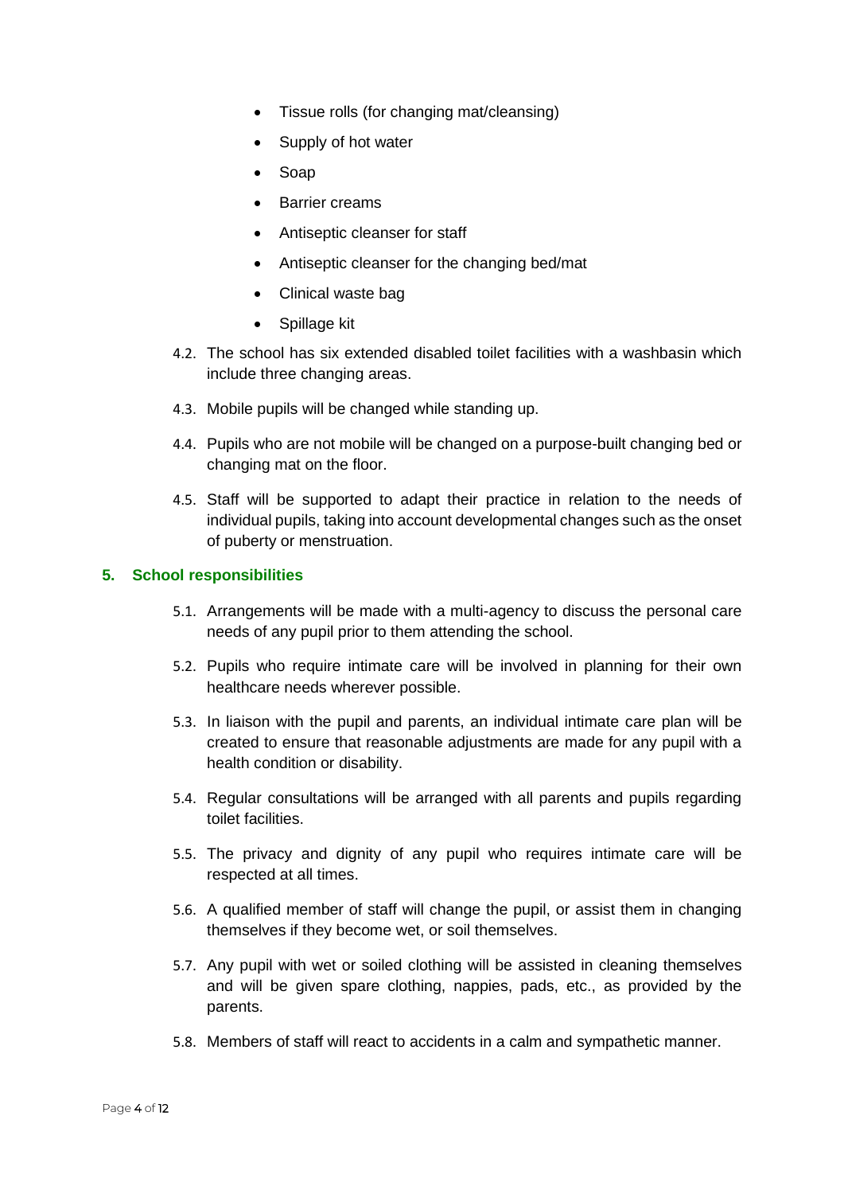- Tissue rolls (for changing mat/cleansing)
- Supply of hot water
- Soap
- Barrier creams
- Antiseptic cleanser for staff
- Antiseptic cleanser for the changing bed/mat
- Clinical waste bag
- Spillage kit

4.2. The school has six extended disabled toilet facilities with a washbasin which include three changing areas.

4.3. Mobile pupils will be changed while standing up.

4.4. Pupils who are not mobile will be changed on a purpose-built changing bed or changing mat on the floor.

4.5. Staff will be supported to adapt their practice in relation to the needs of individual pupils, taking into account developmental changes such as the onset of puberty or menstruation.

## 5. School responsibilities

5.1. Arrangements will be made with a multi-agency to discuss the personal care needs of any pupil prior to them attending the school.

5.2. Pupils who require intimate care will be involved in planning for their own healthcare needs wherever possible.

5.3. In liaison with the pupil and parents, an individual intimate care plan will be created to ensure that reasonable adjustments are made for any pupil with a health condition or disability.

5.4. Regular consultations will be arranged with all parents and pupils regarding toilet facilities.

5.5. The privacy and dignity of any pupil who requires intimate care will be respected at all times.

5.6. A qualified member of staff will change the pupil, or assist them in changing themselves if they become wet, or soil themselves.

5.7. Any pupil with wet or soiled clothing will be assisted in cleaning themselves and will be given spare clothing, nappies, pads, etc., as provided by the parents.

5.8. Members of staff will react to accidents in a calm and sympathetic manner.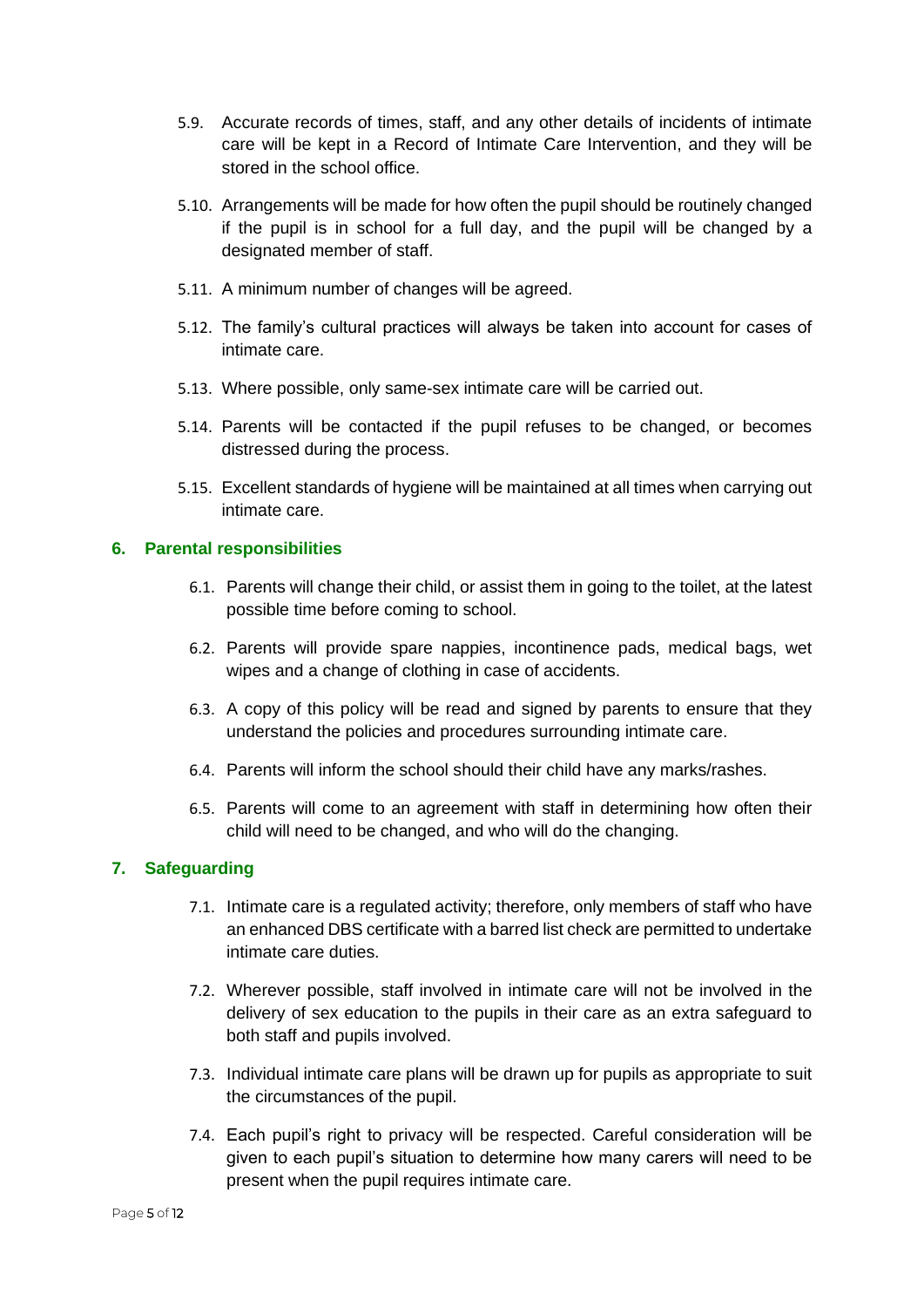5.9. Accurate records of times, staff, and any other details of incidents of intimate care will be kept in a Record of Intimate Care Intervention, and they will be stored in the school office.

5.10. Arrangements will be made for how often the pupil should be routinely changed if the pupil is in school for a full day, and the pupil will be changed by a designated member of staff.

5.11. A minimum number of changes will be agreed.

5.12. The family's cultural practices will always be taken into account for cases of intimate care.

5.13. Where possible, only same-sex intimate care will be carried out.

5.14. Parents will be contacted if the pupil refuses to be changed, or becomes distressed during the process.

5.15. Excellent standards of hygiene will be maintained at all times when carrying out intimate care.

## 6. Parental responsibilities

6.1. Parents will change their child, or assist them in going to the toilet, at the latest possible time before coming to school.

6.2. Parents will provide spare nappies, incontinence pads, medical bags, wet wipes and a change of clothing in case of accidents.

6.3. A copy of this policy will be read and signed by parents to ensure that they understand the policies and procedures surrounding intimate care.

6.4. Parents will inform the school should their child have any marks/rashes.

6.5. Parents will come to an agreement with staff in determining how often their child will need to be changed, and who will do the changing.

## 7. Safeguarding

7.1. Intimate care is a regulated activity; therefore, only members of staff who have an enhanced DBS certificate with a barred list check are permitted to undertake intimate care duties.

7.2. Wherever possible, staff involved in intimate care will not be involved in the delivery of sex education to the pupils in their care as an extra safeguard to both staff and pupils involved.

7.3. Individual intimate care plans will be drawn up for pupils as appropriate to suit the circumstances of the pupil.

7.4. Each pupil's right to privacy will be respected. Careful consideration will be given to each pupil's situation to determine how many carers will need to be present when the pupil requires intimate care.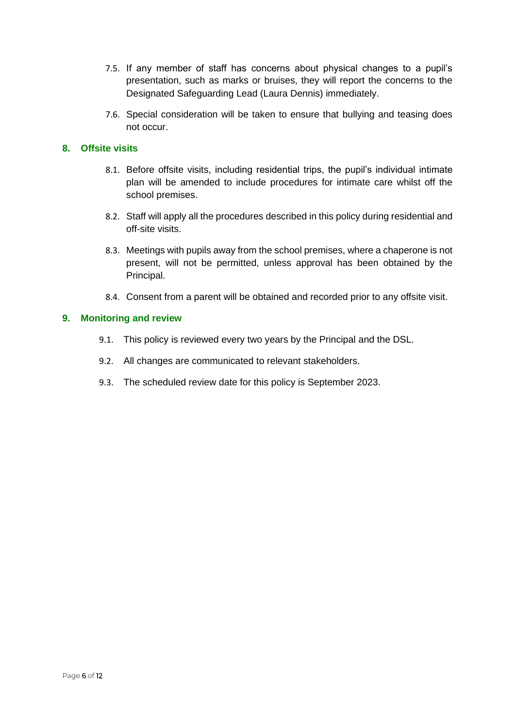7.5. If any member of staff has concerns about physical changes to a pupil's presentation, such as marks or bruises, they will report the concerns to the Designated Safeguarding Lead (Laura Dennis) immediately.

7.6. Special consideration will be taken to ensure that bullying and teasing does not occur.

## 8. Offsite visits

8.1. Before offsite visits, including residential trips, the pupil's individual intimate plan will be amended to include procedures for intimate care whilst off the school premises.

8.2. Staff will apply all the procedures described in this policy during residential and off-site visits.

8.3. Meetings with pupils away from the school premises, where a chaperone is not present, will not be permitted, unless approval has been obtained by the Principal.

8.4. Consent from a parent will be obtained and recorded prior to any offsite visit.

## 9. Monitoring and review

9.1. This policy is reviewed every two years by the Principal and the DSL.

9.2. All changes are communicated to relevant stakeholders.

9.3. The scheduled review date for this policy is September 2023.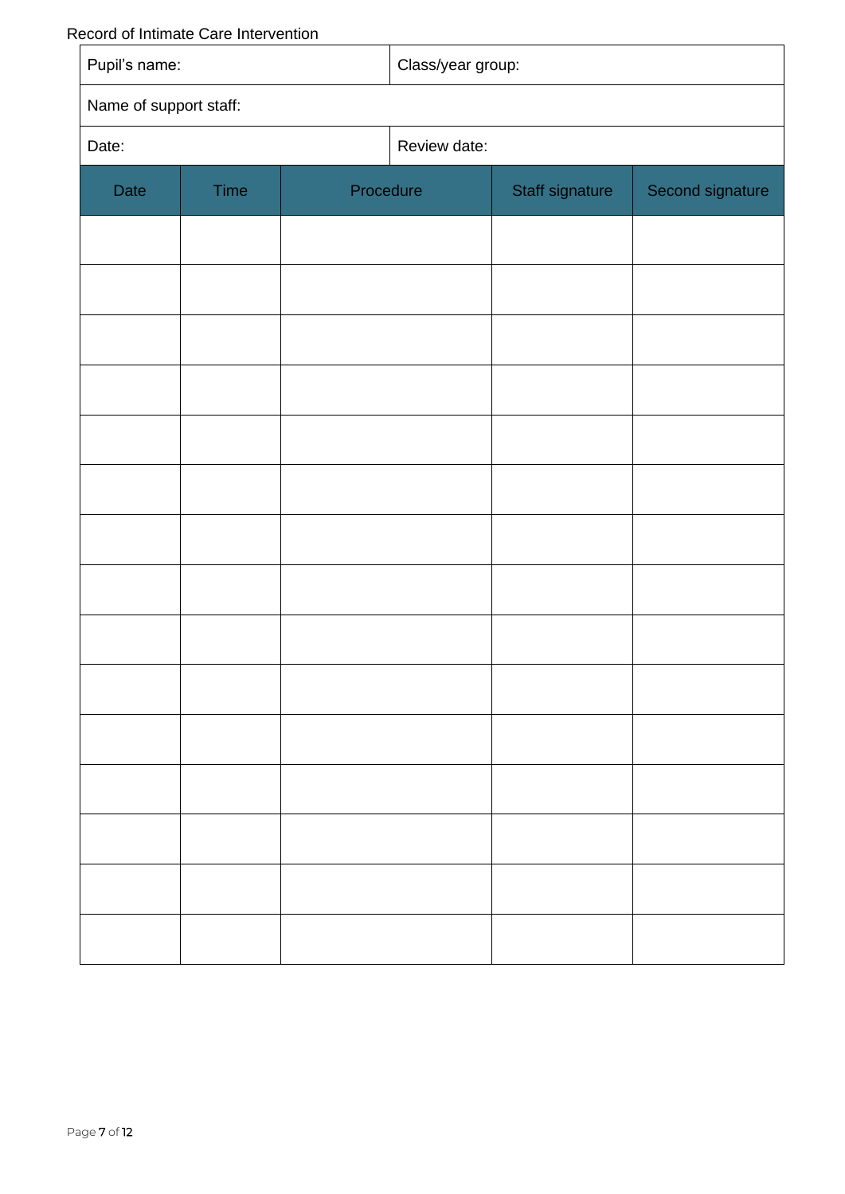Record of Intimate Care Intervention

| Pupil's name: | Class/year group: |
| --- | --- |
| Name of support staff: | |
| Date: | Review date: |

| Date | Time | Procedure | Staff signature | Second signature |
| --- | --- | --- | --- | --- |
| | | | | |
| | | | | |
| | | | | |
| | | | | |
| | | | | |
| | | | | |
| | | | | |
| | | | | |
| | | | | |
| | | | | |
| | | | | |
| | | | | |
| | | | | |
| | | | | |
| | | | | |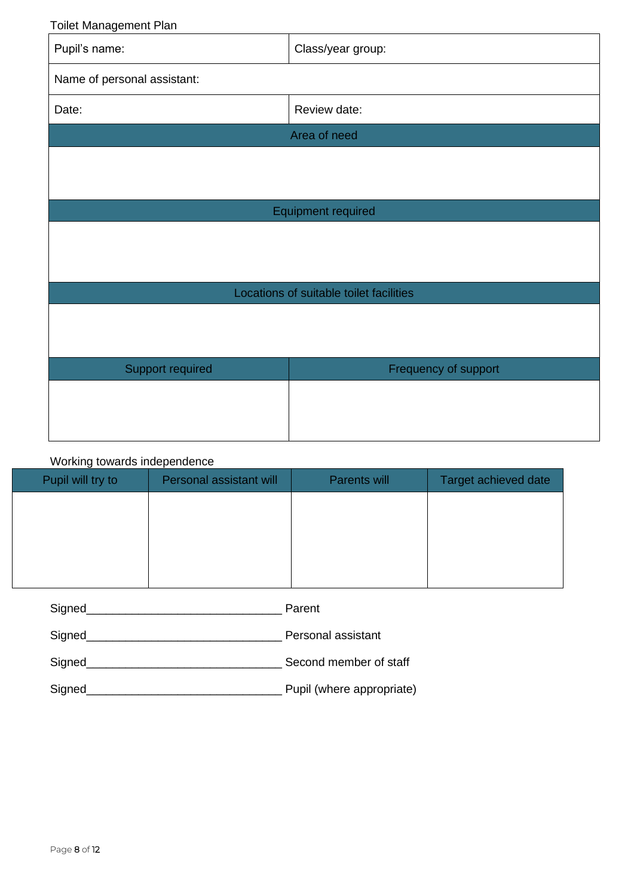Toilet Management Plan

| Pupil's name: | Class/year group: |
|---|---|
| Name of personal assistant: | |
| Date: | Review date: |
| **Area of need** | |
| | |
| **Equipment required** | |
| | |
| **Locations of suitable toilet facilities** | |
| | |
| **Support required** | **Frequency of support** |
| | |

Working towards independence

| Pupil will try to | Personal assistant will | Parents will | Target achieved date |
|---|---|---|---|
| | | | |

Signed______________________________ Parent

Signed______________________________ Personal assistant

Signed______________________________ Second member of staff

Signed______________________________ Pupil (where appropriate)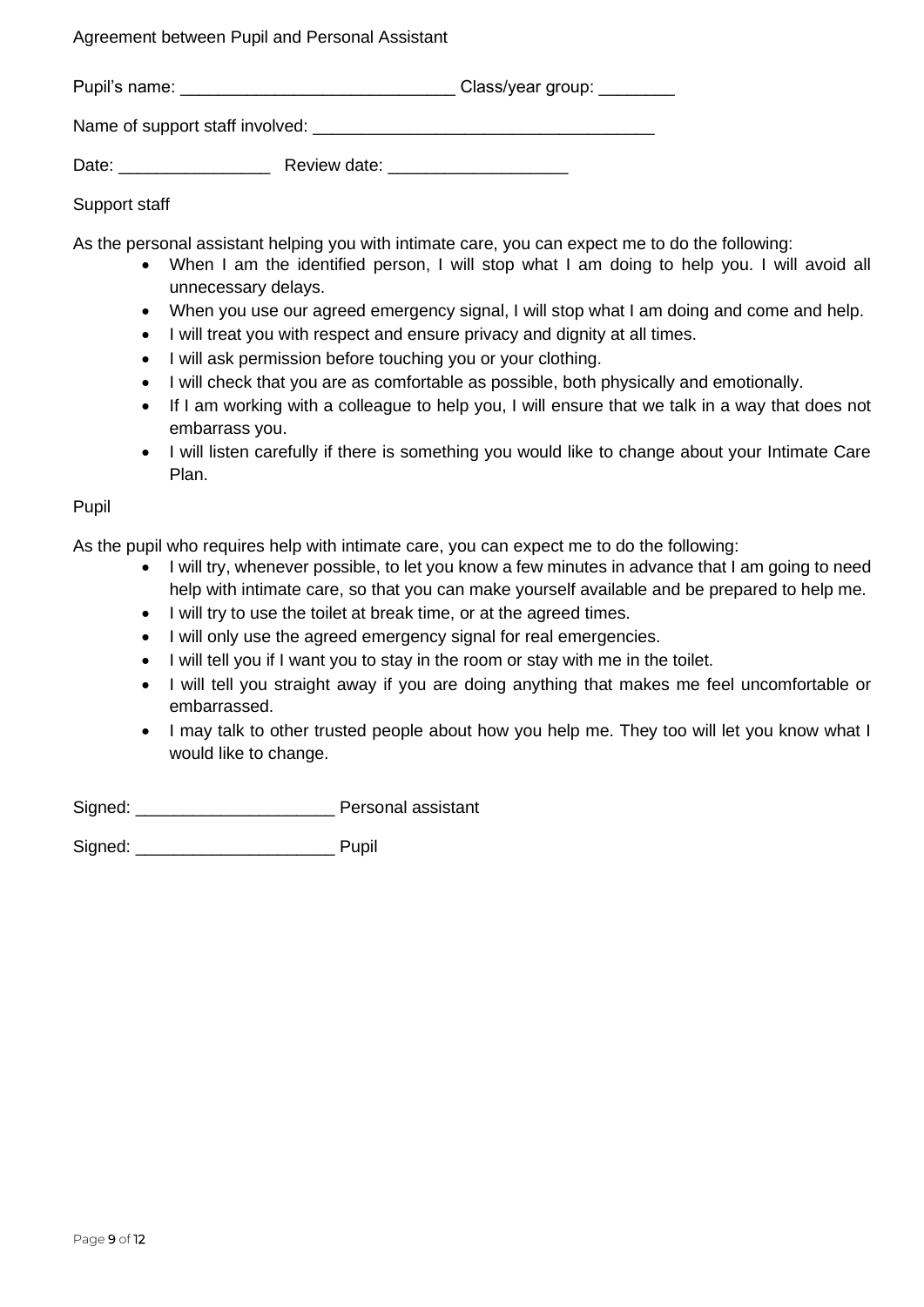Agreement between Pupil and Personal Assistant

Pupil's name: ____________________________ Class/year group: ________

Name of support staff involved: ____________________________________

Date: ________________ Review date: ___________________

Support staff

As the personal assistant helping you with intimate care, you can expect me to do the following:

- When I am the identified person, I will stop what I am doing to help you. I will avoid all unnecessary delays.
- When you use our agreed emergency signal, I will stop what I am doing and come and help.
- I will treat you with respect and ensure privacy and dignity at all times.
- I will ask permission before touching you or your clothing.
- I will check that you are as comfortable as possible, both physically and emotionally.
- If I am working with a colleague to help you, I will ensure that we talk in a way that does not embarrass you.
- I will listen carefully if there is something you would like to change about your Intimate Care Plan.

Pupil

As the pupil who requires help with intimate care, you can expect me to do the following:

- I will try, whenever possible, to let you know a few minutes in advance that I am going to need help with intimate care, so that you can make yourself available and be prepared to help me.
- I will try to use the toilet at break time, or at the agreed times.
- I will only use the agreed emergency signal for real emergencies.
- I will tell you if I want you to stay in the room or stay with me in the toilet.
- I will tell you straight away if you are doing anything that makes me feel uncomfortable or embarrassed.
- I may talk to other trusted people about how you help me. They too will let you know what I would like to change.

Signed: _____________________ Personal assistant

Signed: _____________________ Pupil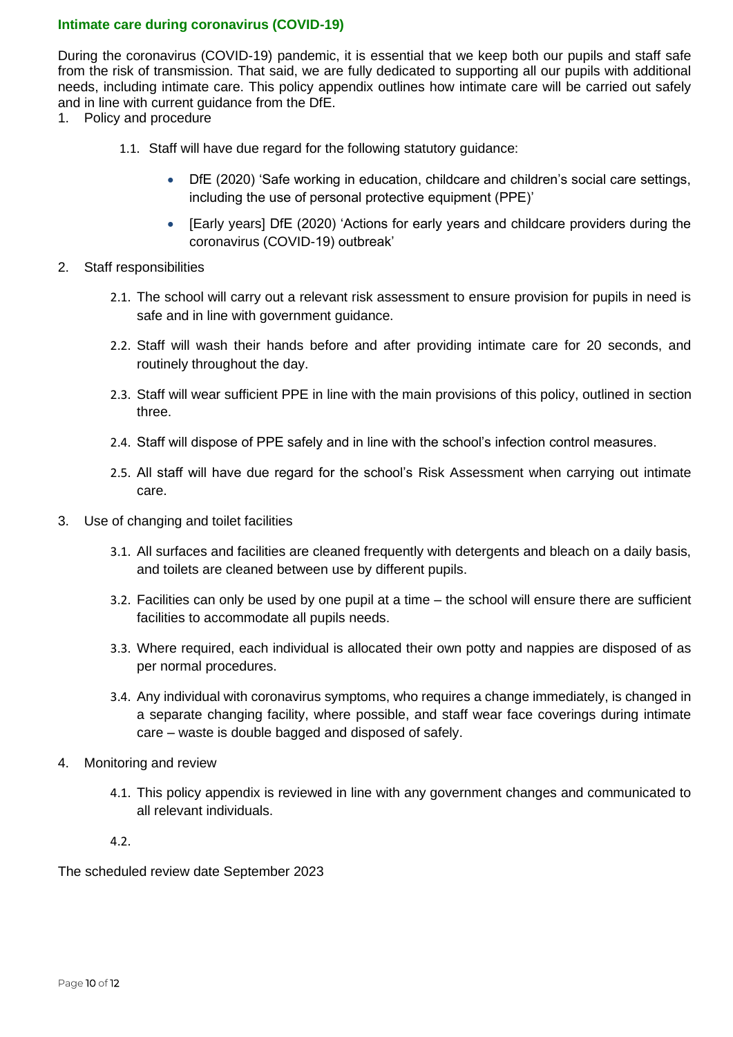### Intimate care during coronavirus (COVID-19)

During the coronavirus (COVID-19) pandemic, it is essential that we keep both our pupils and staff safe from the risk of transmission. That said, we are fully dedicated to supporting all our pupils with additional needs, including intimate care. This policy appendix outlines how intimate care will be carried out safely and in line with current guidance from the DfE.

1. Policy and procedure

   1.1. Staff will have due regard for the following statutory guidance:

   - DfE (2020) 'Safe working in education, childcare and children's social care settings, including the use of personal protective equipment (PPE)'
   - [Early years] DfE (2020) 'Actions for early years and childcare providers during the coronavirus (COVID-19) outbreak'

2. Staff responsibilities

   2.1. The school will carry out a relevant risk assessment to ensure provision for pupils in need is safe and in line with government guidance.

   2.2. Staff will wash their hands before and after providing intimate care for 20 seconds, and routinely throughout the day.

   2.3. Staff will wear sufficient PPE in line with the main provisions of this policy, outlined in section three.

   2.4. Staff will dispose of PPE safely and in line with the school's infection control measures.

   2.5. All staff will have due regard for the school's Risk Assessment when carrying out intimate care.

3. Use of changing and toilet facilities

   3.1. All surfaces and facilities are cleaned frequently with detergents and bleach on a daily basis, and toilets are cleaned between use by different pupils.

   3.2. Facilities can only be used by one pupil at a time – the school will ensure there are sufficient facilities to accommodate all pupils needs.

   3.3. Where required, each individual is allocated their own potty and nappies are disposed of as per normal procedures.

   3.4. Any individual with coronavirus symptoms, who requires a change immediately, is changed in a separate changing facility, where possible, and staff wear face coverings during intimate care – waste is double bagged and disposed of safely.

4. Monitoring and review

   4.1. This policy appendix is reviewed in line with any government changes and communicated to all relevant individuals.

   4.2.

The scheduled review date September 2023